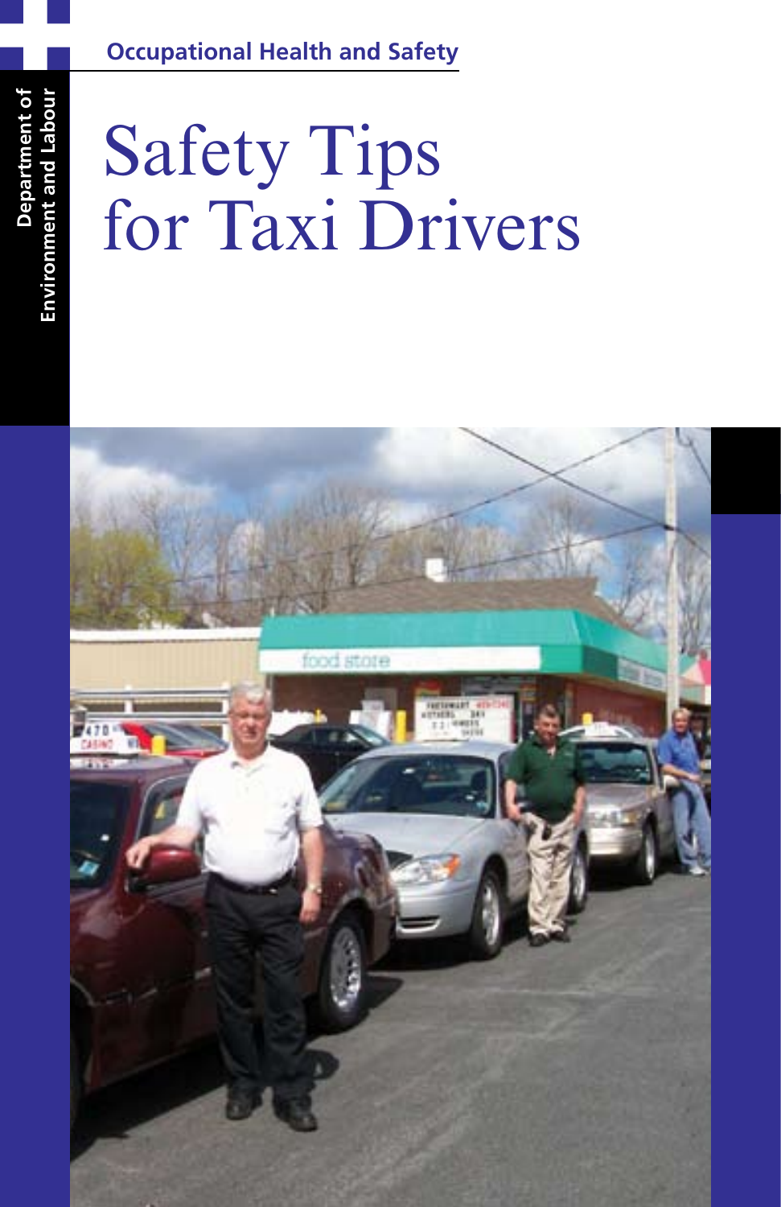Department of Environment and Labour

Occupational Health and Safety

# Safety Tips for Taxi Drivers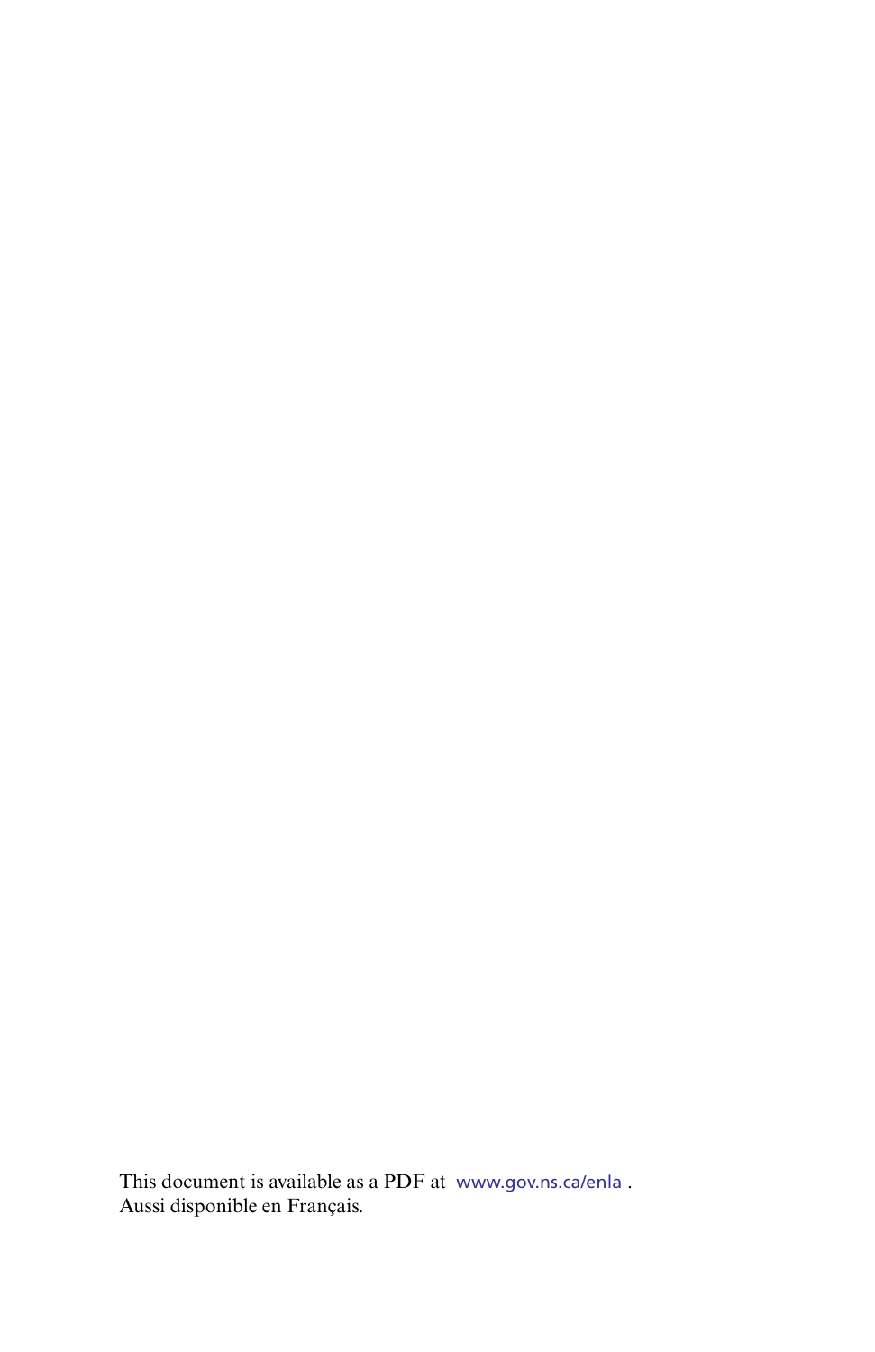This document is available as a PDF at www.gov.ns.ca/enla .
Aussi disponible en Français.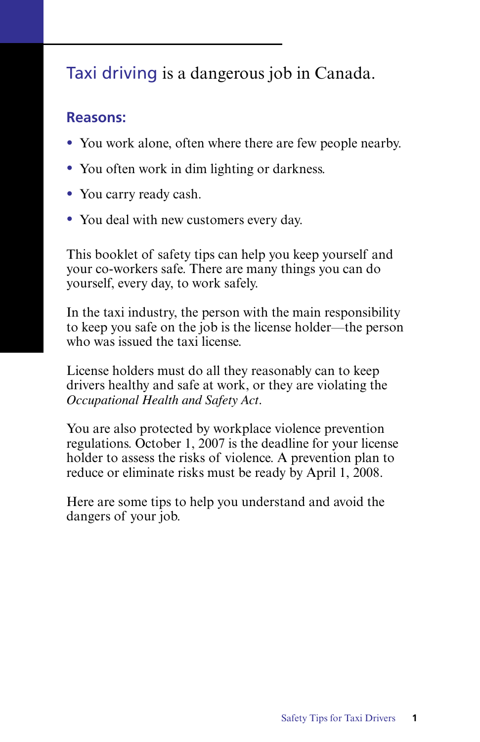# Taxi driving is a dangerous job in Canada.

## Reasons:

- You work alone, often where there are few people nearby.
- You often work in dim lighting or darkness.
- You carry ready cash.
- You deal with new customers every day.

This booklet of safety tips can help you keep yourself and your co-workers safe. There are many things you can do yourself, every day, to work safely.

In the taxi industry, the person with the main responsibility to keep you safe on the job is the license holder—the person who was issued the taxi license.

License holders must do all they reasonably can to keep drivers healthy and safe at work, or they are violating the *Occupational Health and Safety Act*.

You are also protected by workplace violence prevention regulations. October 1, 2007 is the deadline for your license holder to assess the risks of violence. A prevention plan to reduce or eliminate risks must be ready by April 1, 2008.

Here are some tips to help you understand and avoid the dangers of your job.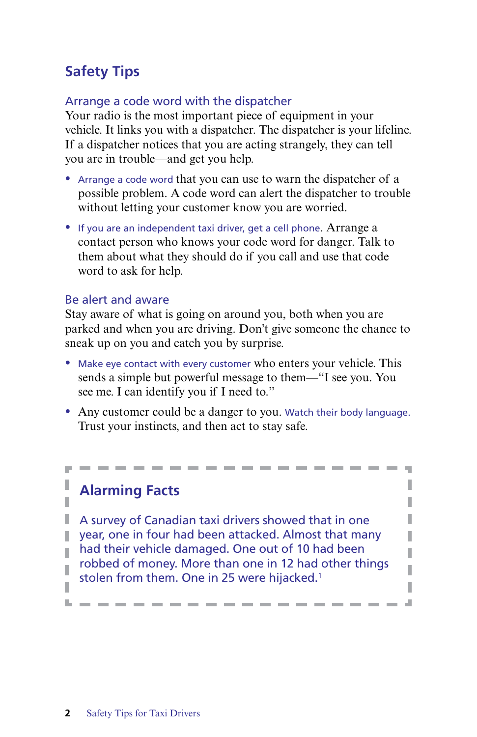## Safety Tips

### Arrange a code word with the dispatcher

Your radio is the most important piece of equipment in your vehicle. It links you with a dispatcher. The dispatcher is your lifeline. If a dispatcher notices that you are acting strangely, they can tell you are in trouble—and get you help.

- Arrange a code word that you can use to warn the dispatcher of a possible problem. A code word can alert the dispatcher to trouble without letting your customer know you are worried.
- If you are an independent taxi driver, get a cell phone. Arrange a contact person who knows your code word for danger. Talk to them about what they should do if you call and use that code word to ask for help.

### Be alert and aware

Stay aware of what is going on around you, both when you are parked and when you are driving. Don't give someone the chance to sneak up on you and catch you by surprise.

- Make eye contact with every customer who enters your vehicle. This sends a simple but powerful message to them—"I see you. You see me. I can identify you if I need to."
- Any customer could be a danger to you. Watch their body language. Trust your instincts, and then act to stay safe.

## Alarming Facts

A survey of Canadian taxi drivers showed that in one year, one in four had been attacked. Almost that many had their vehicle damaged. One out of 10 had been robbed of money. More than one in 12 had other things stolen from them. One in 25 were hijacked.[1]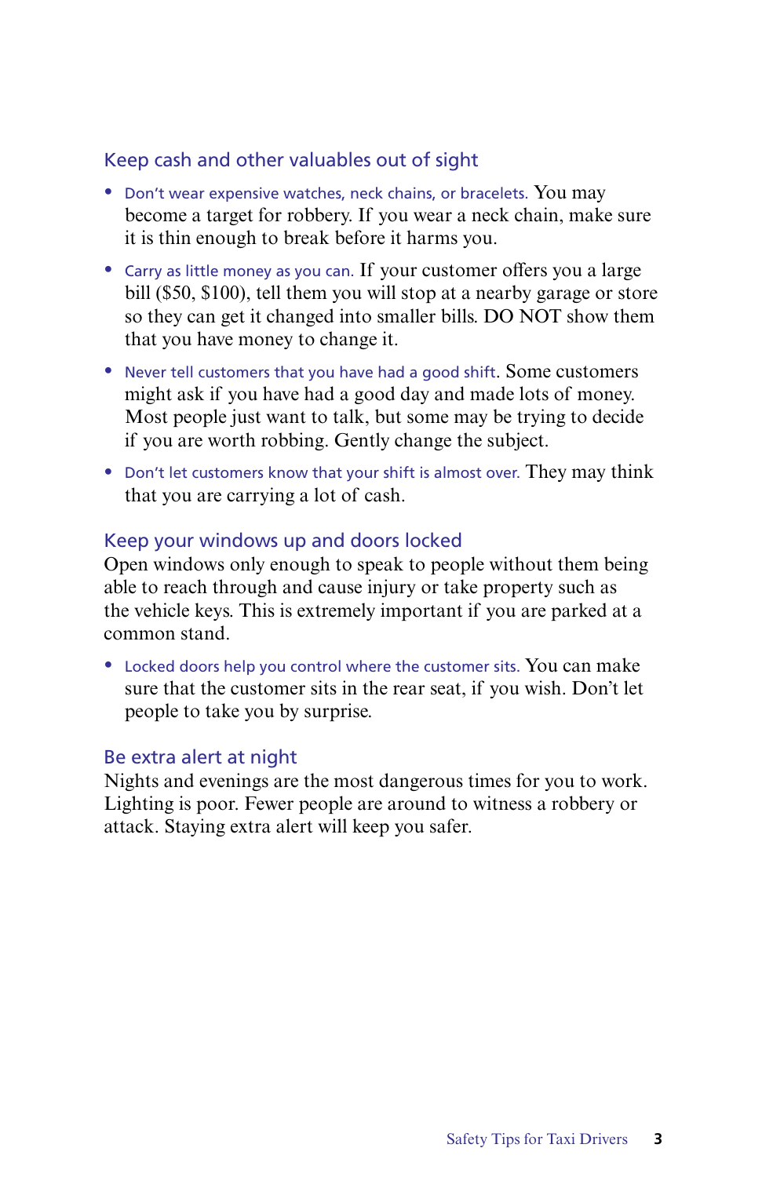## Keep cash and other valuables out of sight

- Don't wear expensive watches, neck chains, or bracelets. You may become a target for robbery. If you wear a neck chain, make sure it is thin enough to break before it harms you.
- Carry as little money as you can. If your customer offers you a large bill ($50, $100), tell them you will stop at a nearby garage or store so they can get it changed into smaller bills. DO NOT show them that you have money to change it.
- Never tell customers that you have had a good shift. Some customers might ask if you have had a good day and made lots of money. Most people just want to talk, but some may be trying to decide if you are worth robbing. Gently change the subject.
- Don't let customers know that your shift is almost over. They may think that you are carrying a lot of cash.

## Keep your windows up and doors locked

Open windows only enough to speak to people without them being able to reach through and cause injury or take property such as the vehicle keys. This is extremely important if you are parked at a common stand.

- Locked doors help you control where the customer sits. You can make sure that the customer sits in the rear seat, if you wish. Don't let people to take you by surprise.

## Be extra alert at night

Nights and evenings are the most dangerous times for you to work. Lighting is poor. Fewer people are around to witness a robbery or attack. Staying extra alert will keep you safer.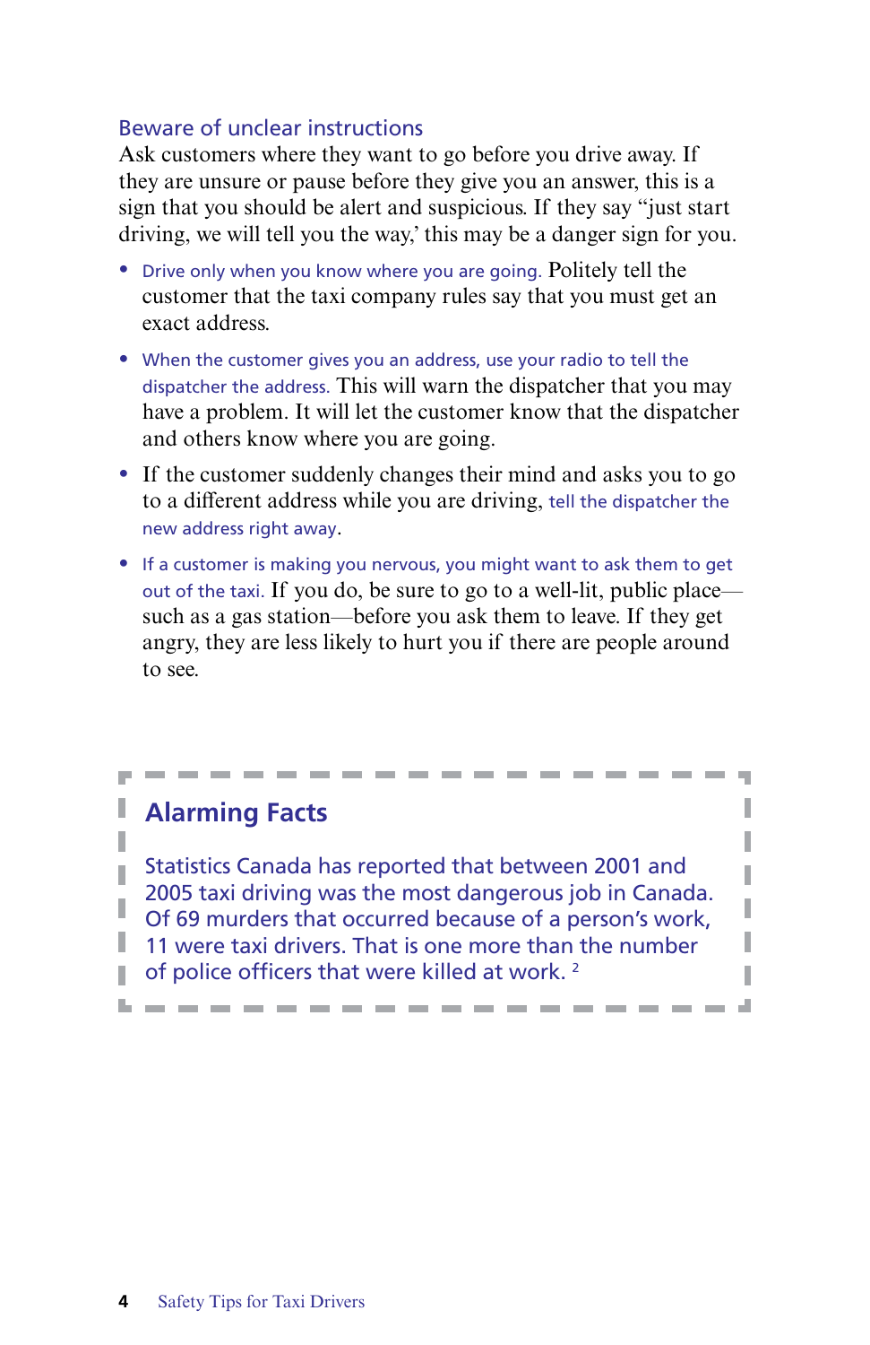## Beware of unclear instructions

Ask customers where they want to go before you drive away. If they are unsure or pause before they give you an answer, this is a sign that you should be alert and suspicious. If they say "just start driving, we will tell you the way,' this may be a danger sign for you.

- Drive only when you know where you are going. Politely tell the customer that the taxi company rules say that you must get an exact address.
- When the customer gives you an address, use your radio to tell the dispatcher the address. This will warn the dispatcher that you may have a problem. It will let the customer know that the dispatcher and others know where you are going.
- If the customer suddenly changes their mind and asks you to go to a different address while you are driving, tell the dispatcher the new address right away.
- If a customer is making you nervous, you might want to ask them to get out of the taxi. If you do, be sure to go to a well-lit, public place—such as a gas station—before you ask them to leave. If they get angry, they are less likely to hurt you if there are people around to see.

## Alarming Facts

Statistics Canada has reported that between 2001 and 2005 taxi driving was the most dangerous job in Canada. Of 69 murders that occurred because of a person's work, 11 were taxi drivers. That is one more than the number of police officers that were killed at work. [2]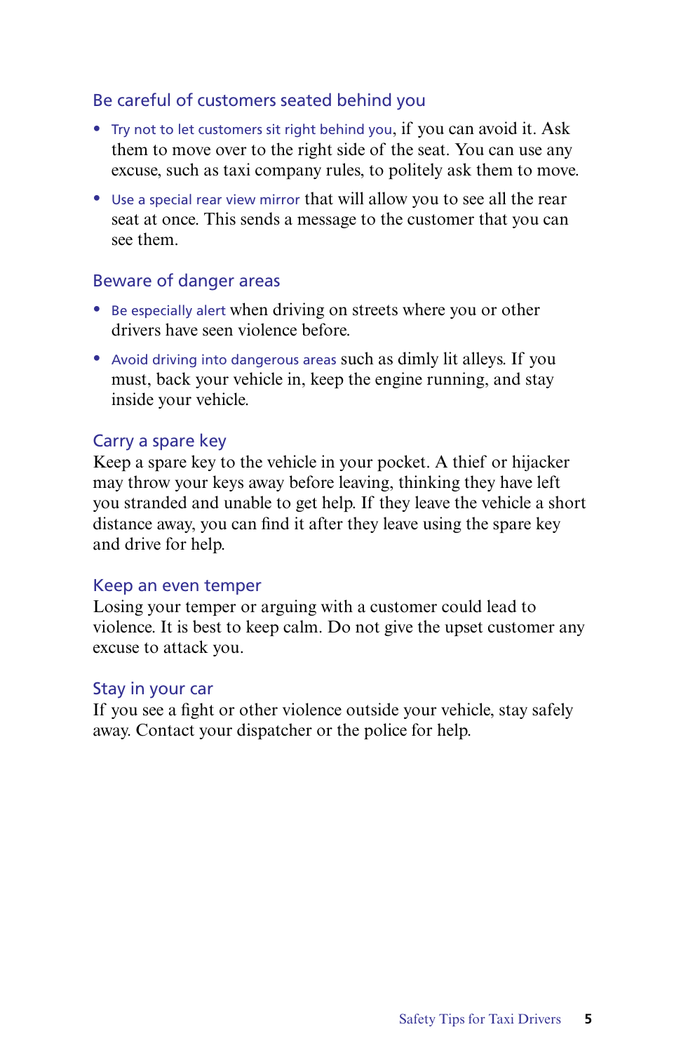## Be careful of customers seated behind you

- Try not to let customers sit right behind you, if you can avoid it. Ask them to move over to the right side of the seat. You can use any excuse, such as taxi company rules, to politely ask them to move.
- Use a special rear view mirror that will allow you to see all the rear seat at once. This sends a message to the customer that you can see them.

## Beware of danger areas

- Be especially alert when driving on streets where you or other drivers have seen violence before.
- Avoid driving into dangerous areas such as dimly lit alleys. If you must, back your vehicle in, keep the engine running, and stay inside your vehicle.

## Carry a spare key

Keep a spare key to the vehicle in your pocket. A thief or hijacker may throw your keys away before leaving, thinking they have left you stranded and unable to get help. If they leave the vehicle a short distance away, you can find it after they leave using the spare key and drive for help.

## Keep an even temper

Losing your temper or arguing with a customer could lead to violence. It is best to keep calm. Do not give the upset customer any excuse to attack you.

## Stay in your car

If you see a fight or other violence outside your vehicle, stay safely away. Contact your dispatcher or the police for help.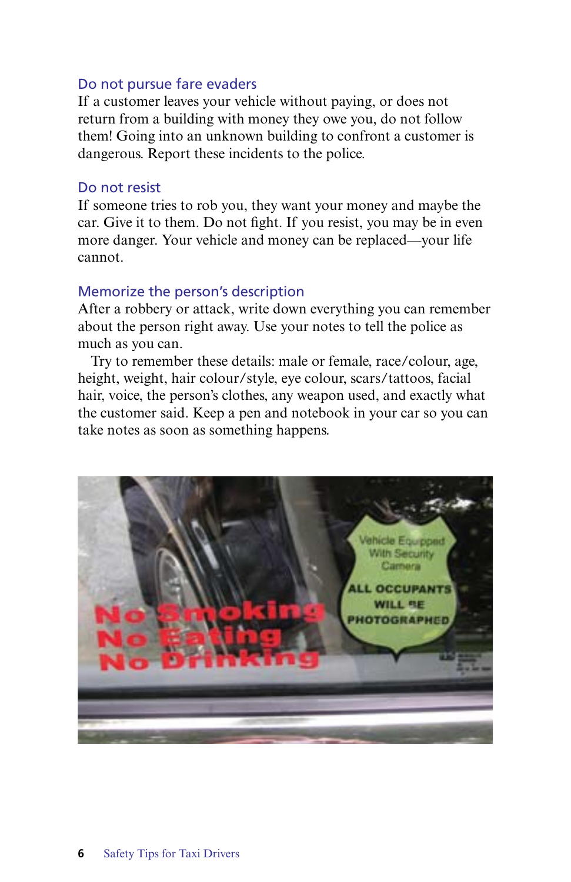## Do not pursue fare evaders

If a customer leaves your vehicle without paying, or does not return from a building with money they owe you, do not follow them! Going into an unknown building to confront a customer is dangerous. Report these incidents to the police.

## Do not resist

If someone tries to rob you, they want your money and maybe the car. Give it to them. Do not fight. If you resist, you may be in even more danger. Your vehicle and money can be replaced—your life cannot.

## Memorize the person's description

After a robbery or attack, write down everything you can remember about the person right away. Use your notes to tell the police as much as you can.

Try to remember these details: male or female, race/colour, age, height, weight, hair colour/style, eye colour, scars/tattoos, facial hair, voice, the person's clothes, any weapon used, and exactly what the customer said. Keep a pen and notebook in your car so you can take notes as soon as something happens.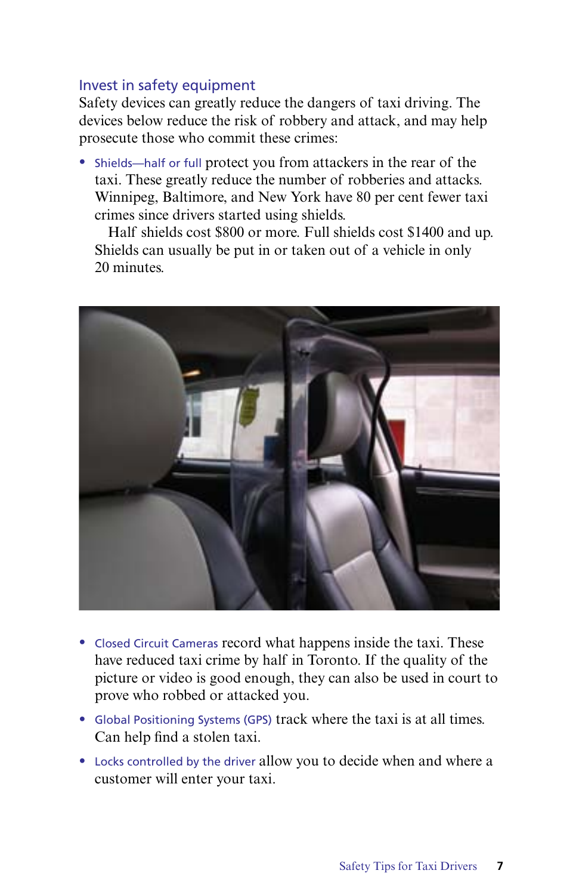## Invest in safety equipment

Safety devices can greatly reduce the dangers of taxi driving. The devices below reduce the risk of robbery and attack, and may help prosecute those who commit these crimes:

- Shields—half or full protect you from attackers in the rear of the taxi. These greatly reduce the number of robberies and attacks. Winnipeg, Baltimore, and New York have 80 per cent fewer taxi crimes since drivers started using shields.

  Half shields cost $800 or more. Full shields cost $1400 and up. Shields can usually be put in or taken out of a vehicle in only 20 minutes.

- Closed Circuit Cameras record what happens inside the taxi. These have reduced taxi crime by half in Toronto. If the quality of the picture or video is good enough, they can also be used in court to prove who robbed or attacked you.
- Global Positioning Systems (GPS) track where the taxi is at all times. Can help find a stolen taxi.
- Locks controlled by the driver allow you to decide when and where a customer will enter your taxi.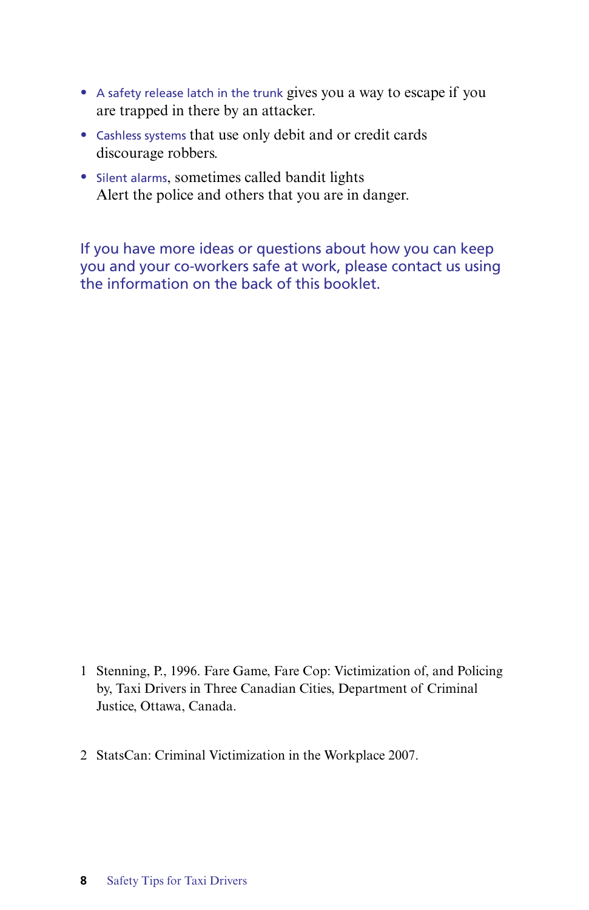- A safety release latch in the trunk gives you a way to escape if you are trapped in there by an attacker.
- Cashless systems that use only debit and or credit cards discourage robbers.
- Silent alarms, sometimes called bandit lights Alert the police and others that you are in danger.

If you have more ideas or questions about how you can keep you and your co-workers safe at work, please contact us using the information on the back of this booklet.

1 Stenning, P., 1996. Fare Game, Fare Cop: Victimization of, and Policing by, Taxi Drivers in Three Canadian Cities, Department of Criminal Justice, Ottawa, Canada.

2 StatsCan: Criminal Victimization in the Workplace 2007.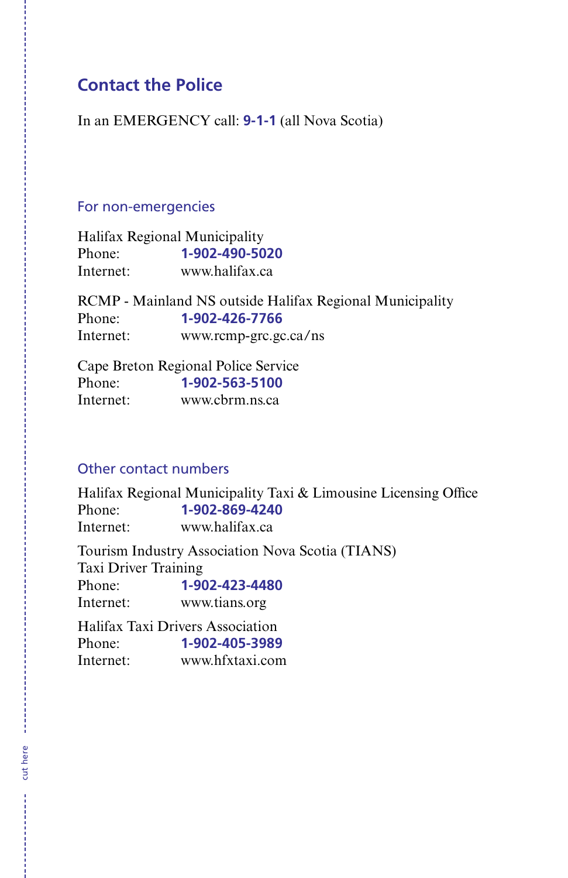## Contact the Police

In an EMERGENCY call: **9-1-1** (all Nova Scotia)

### For non-emergencies

Halifax Regional Municipality
Phone: **1-902-490-5020**
Internet: www.halifax.ca

RCMP - Mainland NS outside Halifax Regional Municipality
Phone: **1-902-426-7766**
Internet: www.rcmp-grc.gc.ca/ns

Cape Breton Regional Police Service
Phone: **1-902-563-5100**
Internet: www.cbrm.ns.ca

### Other contact numbers

Halifax Regional Municipality Taxi & Limousine Licensing Office
Phone: **1-902-869-4240**
Internet: www.halifax.ca

Tourism Industry Association Nova Scotia (TIANS)
Taxi Driver Training
Phone: **1-902-423-4480**
Internet: www.tians.org

Halifax Taxi Drivers Association
Phone: **1-902-405-3989**
Internet: www.hfxtaxi.com

cut here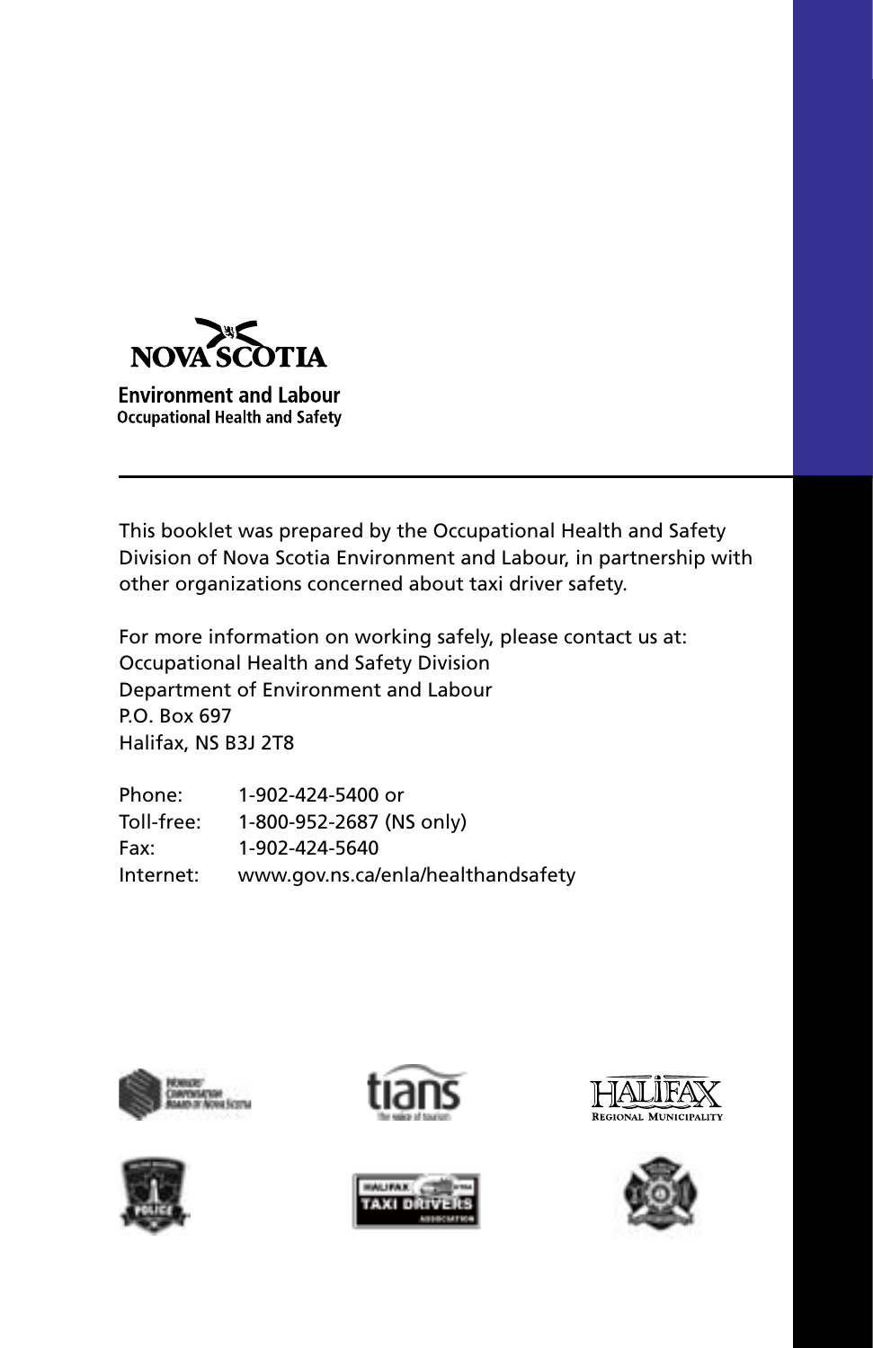NOVA SCOTIA

Environment and Labour
Occupational Health and Safety

---

This booklet was prepared by the Occupational Health and Safety Division of Nova Scotia Environment and Labour, in partnership with other organizations concerned about taxi driver safety.

For more information on working safely, please contact us at:
Occupational Health and Safety Division
Department of Environment and Labour
P.O. Box 697
Halifax, NS B3J 2T8

| | |
|---|---|
| Phone: | 1-902-424-5400 or |
| Toll-free: | 1-800-952-2687 (NS only) |
| Fax: | 1-902-424-5640 |
| Internet: | www.gov.ns.ca/enla/healthandsafety |